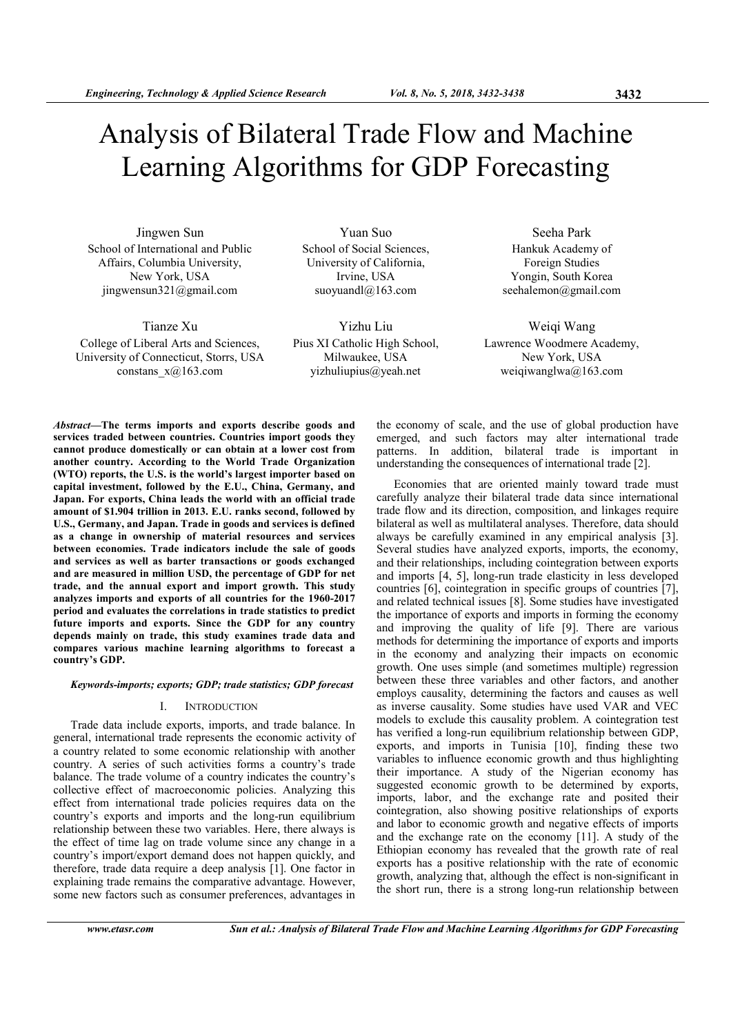# Analysis of Bilateral Trade Flow and Machine Learning Algorithms for GDP Forecasting

Jingwen Sun
School of International and Public Affairs, Columbia University, New York, USA
jingwensun321@gmail.com

Yuan Suo
School of Social Sciences, University of California, Irvine, USA
suoyuandl@163.com

Seeha Park
Hankuk Academy of Foreign Studies
Yongin, South Korea
seehalemon@gmail.com

Tianze Xu
College of Liberal Arts and Sciences, University of Connecticut, Storrs, USA
constans_x@163.com

Yizhu Liu
Pius XI Catholic High School, Milwaukee, USA
yizhuliupius@yeah.net

Weiqi Wang
Lawrence Woodmere Academy, New York, USA
weiqiwanglwa@163.com

***Abstract*—The terms imports and exports describe goods and services traded between countries. Countries import goods they cannot produce domestically or can obtain at a lower cost from another country. According to the World Trade Organization (WTO) reports, the U.S. is the world's largest importer based on capital investment, followed by the E.U., China, Germany, and Japan. For exports, China leads the world with an official trade amount of $1.904 trillion in 2013. E.U. ranks second, followed by U.S., Germany, and Japan. Trade in goods and services is defined as a change in ownership of material resources and services between economies. Trade indicators include the sale of goods and services as well as barter transactions or goods exchanged and are measured in million USD, the percentage of GDP for net trade, and the annual export and import growth. This study analyzes imports and exports of all countries for the 1960-2017 period and evaluates the correlations in trade statistics to predict future imports and exports. Since the GDP for any country depends mainly on trade, this study examines trade data and compares various machine learning algorithms to forecast a country's GDP.**

***Keywords-imports; exports; GDP; trade statistics; GDP forecast***

## I. INTRODUCTION

Trade data include exports, imports, and trade balance. In general, international trade represents the economic activity of a country related to some economic relationship with another country. A series of such activities forms a country's trade balance. The trade volume of a country indicates the country's collective effect of macroeconomic policies. Analyzing this effect from international trade policies requires data on the country's exports and imports and the long-run equilibrium relationship between these two variables. Here, there always is the effect of time lag on trade volume since any change in a country's import/export demand does not happen quickly, and therefore, trade data require a deep analysis [1]. One factor in explaining trade remains the comparative advantage. However, some new factors such as consumer preferences, advantages in the economy of scale, and the use of global production have emerged, and such factors may alter international trade patterns. In addition, bilateral trade is important in understanding the consequences of international trade [2].

Economies that are oriented mainly toward trade must carefully analyze their bilateral trade data since international trade flow and its direction, composition, and linkages require bilateral as well as multilateral analyses. Therefore, data should always be carefully examined in any empirical analysis [3]. Several studies have analyzed exports, imports, the economy, and their relationships, including cointegration between exports and imports [4, 5], long-run trade elasticity in less developed countries [6], cointegration in specific groups of countries [7], and related technical issues [8]. Some studies have investigated the importance of exports and imports in forming the economy and improving the quality of life [9]. There are various methods for determining the importance of exports and imports in the economy and analyzing their impacts on economic growth. One uses simple (and sometimes multiple) regression between these three variables and other factors, and another employs causality, determining the factors and causes as well as inverse causality. Some studies have used VAR and VEC models to exclude this causality problem. A cointegration test has verified a long-run equilibrium relationship between GDP, exports, and imports in Tunisia [10], finding these two variables to influence economic growth and thus highlighting their importance. A study of the Nigerian economy has suggested economic growth to be determined by exports, imports, labor, and the exchange rate and posited their cointegration, also showing positive relationships of exports and labor to economic growth and negative effects of imports and the exchange rate on the economy [11]. A study of the Ethiopian economy has revealed that the growth rate of real exports has a positive relationship with the rate of economic growth, analyzing that, although the effect is non-significant in the short run, there is a strong long-run relationship between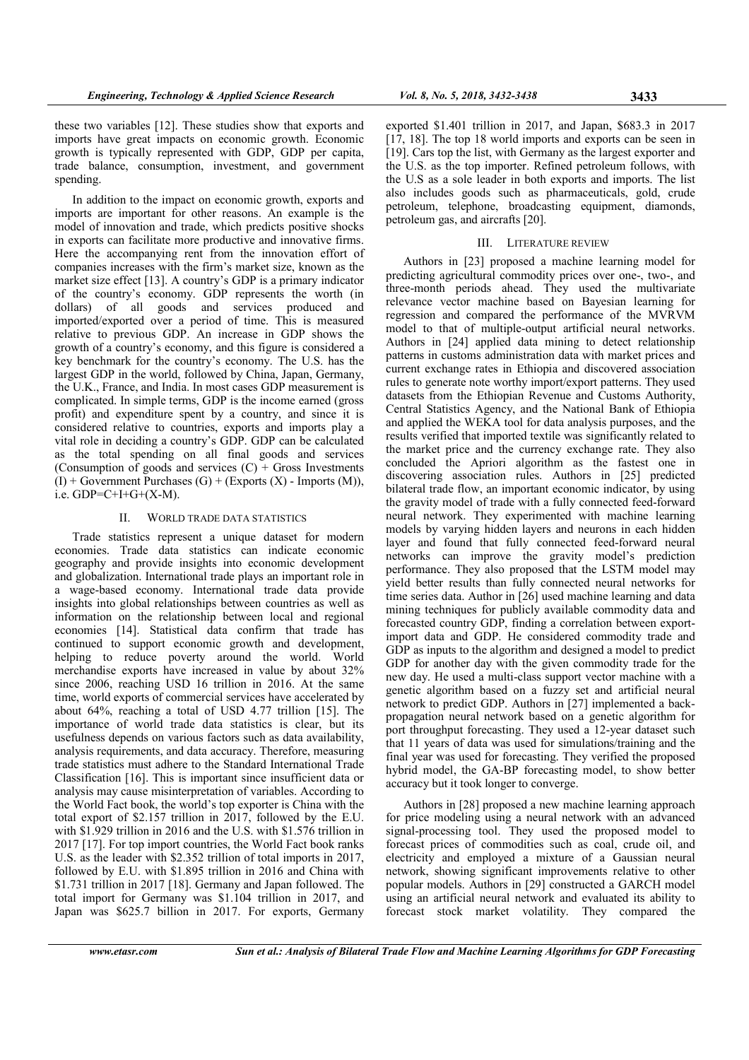these two variables [12]. These studies show that exports and imports have great impacts on economic growth. Economic growth is typically represented with GDP, GDP per capita, trade balance, consumption, investment, and government spending.

In addition to the impact on economic growth, exports and imports are important for other reasons. An example is the model of innovation and trade, which predicts positive shocks in exports can facilitate more productive and innovative firms. Here the accompanying rent from the innovation effort of companies increases with the firm's market size, known as the market size effect [13]. A country's GDP is a primary indicator of the country's economy. GDP represents the worth (in dollars) of all goods and services produced and imported/exported over a period of time. This is measured relative to previous GDP. An increase in GDP shows the growth of a country's economy, and this figure is considered a key benchmark for the country's economy. The U.S. has the largest GDP in the world, followed by China, Japan, Germany, the U.K., France, and India. In most cases GDP measurement is complicated. In simple terms, GDP is the income earned (gross profit) and expenditure spent by a country, and since it is considered relative to countries, exports and imports play a vital role in deciding a country's GDP. GDP can be calculated as the total spending on all final goods and services (Consumption of goods and services (C) + Gross Investments (I) + Government Purchases (G) + (Exports (X) - Imports (M)), i.e. GDP=C+I+G+(X-M).

## II. World Trade Data Statistics

Trade statistics represent a unique dataset for modern economies. Trade data statistics can indicate economic geography and provide insights into economic development and globalization. International trade plays an important role in a wage-based economy. International trade data provide insights into global relationships between countries as well as information on the relationship between local and regional economies [14]. Statistical data confirm that trade has continued to support economic growth and development, helping to reduce poverty around the world. World merchandise exports have increased in value by about 32% since 2006, reaching USD 16 trillion in 2016. At the same time, world exports of commercial services have accelerated by about 64%, reaching a total of USD 4.77 trillion [15]. The importance of world trade data statistics is clear, but its usefulness depends on various factors such as data availability, analysis requirements, and data accuracy. Therefore, measuring trade statistics must adhere to the Standard International Trade Classification [16]. This is important since insufficient data or analysis may cause misinterpretation of variables. According to the World Fact book, the world's top exporter is China with the total export of $2.157 trillion in 2017, followed by the E.U. with $1.929 trillion in 2016 and the U.S. with $1.576 trillion in 2017 [17]. For top import countries, the World Fact book ranks U.S. as the leader with $2.352 trillion of total imports in 2017, followed by E.U. with $1.895 trillion in 2016 and China with $1.731 trillion in 2017 [18]. Germany and Japan followed. The total import for Germany was $1.104 trillion in 2017, and Japan was $625.7 billion in 2017. For exports, Germany exported $1.401 trillion in 2017, and Japan, $683.3 in 2017 [17, 18]. The top 18 world imports and exports can be seen in [19]. Cars top the list, with Germany as the largest exporter and the U.S. as the top importer. Refined petroleum follows, with the U.S as a sole leader in both exports and imports. The list also includes goods such as pharmaceuticals, gold, crude petroleum, telephone, broadcasting equipment, diamonds, petroleum gas, and aircrafts [20].

## III. Literature Review

Authors in [23] proposed a machine learning model for predicting agricultural commodity prices over one-, two-, and three-month periods ahead. They used the multivariate relevance vector machine based on Bayesian learning for regression and compared the performance of the MVRVM model to that of multiple-output artificial neural networks. Authors in [24] applied data mining to detect relationship patterns in customs administration data with market prices and current exchange rates in Ethiopia and discovered association rules to generate note worthy import/export patterns. They used datasets from the Ethiopian Revenue and Customs Authority, Central Statistics Agency, and the National Bank of Ethiopia and applied the WEKA tool for data analysis purposes, and the results verified that imported textile was significantly related to the market price and the currency exchange rate. They also concluded the Apriori algorithm as the fastest one in discovering association rules. Authors in [25] predicted bilateral trade flow, an important economic indicator, by using the gravity model of trade with a fully connected feed-forward neural network. They experimented with machine learning models by varying hidden layers and neurons in each hidden layer and found that fully connected feed-forward neural networks can improve the gravity model's prediction performance. They also proposed that the LSTM model may yield better results than fully connected neural networks for time series data. Author in [26] used machine learning and data mining techniques for publicly available commodity data and forecasted country GDP, finding a correlation between export-import data and GDP. He considered commodity trade and GDP as inputs to the algorithm and designed a model to predict GDP for another day with the given commodity trade for the new day. He used a multi-class support vector machine with a genetic algorithm based on a fuzzy set and artificial neural network to predict GDP. Authors in [27] implemented a back-propagation neural network based on a genetic algorithm for port throughput forecasting. They used a 12-year dataset such that 11 years of data was used for simulations/training and the final year was used for forecasting. They verified the proposed hybrid model, the GA-BP forecasting model, to show better accuracy but it took longer to converge.

Authors in [28] proposed a new machine learning approach for price modeling using a neural network with an advanced signal-processing tool. They used the proposed model to forecast prices of commodities such as coal, crude oil, and electricity and employed a mixture of a Gaussian neural network, showing significant improvements relative to other popular models. Authors in [29] constructed a GARCH model using an artificial neural network and evaluated its ability to forecast stock market volatility. They compared the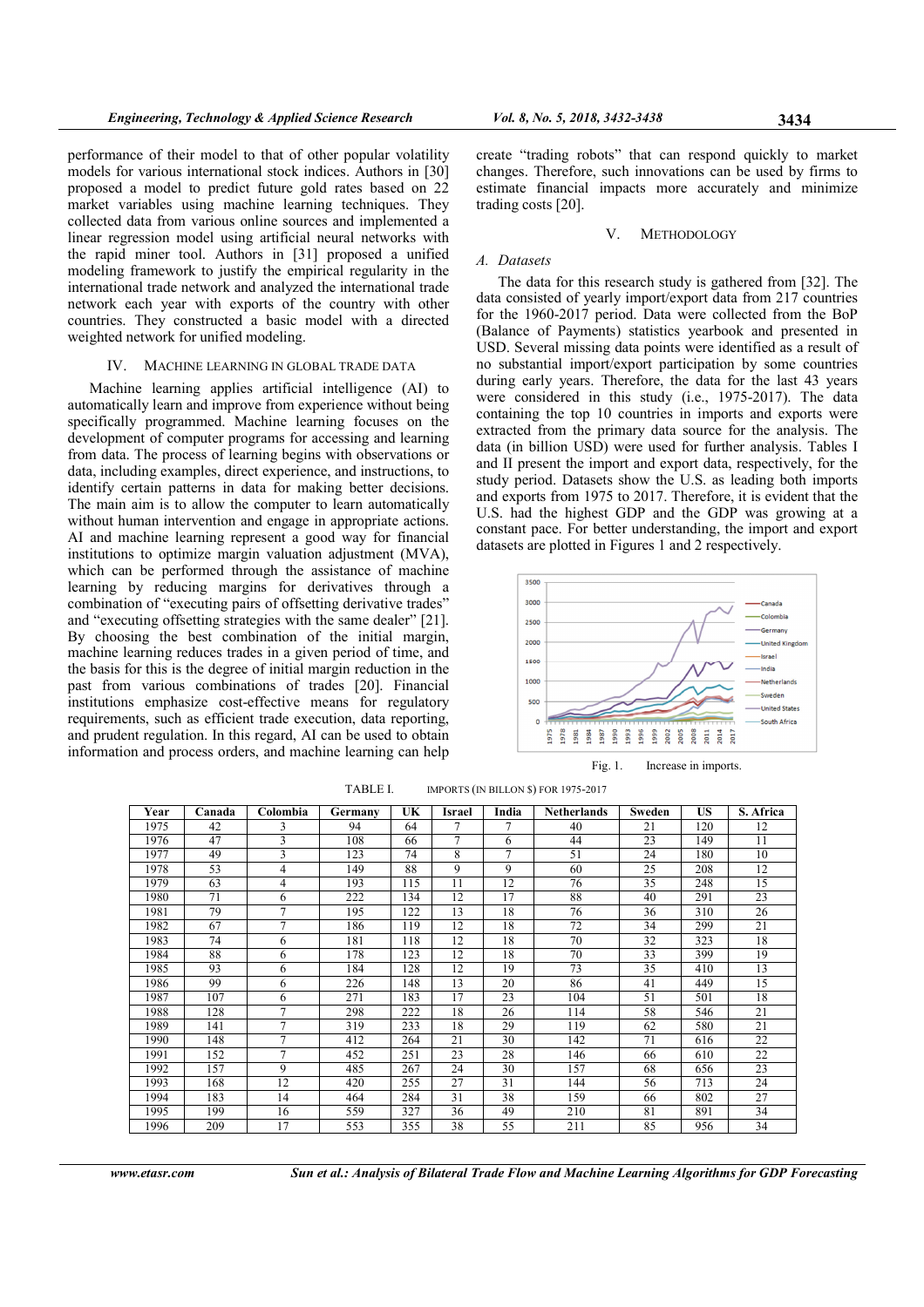performance of their model to that of other popular volatility models for various international stock indices. Authors in [30] proposed a model to predict future gold rates based on 22 market variables using machine learning techniques. They collected data from various online sources and implemented a linear regression model using artificial neural networks with the rapid miner tool. Authors in [31] proposed a unified modeling framework to justify the empirical regularity in the international trade network and analyzed the international trade network each year with exports of the country with other countries. They constructed a basic model with a directed weighted network for unified modeling.

## IV. Machine Learning in Global Trade Data

Machine learning applies artificial intelligence (AI) to automatically learn and improve from experience without being specifically programmed. Machine learning focuses on the development of computer programs for accessing and learning from data. The process of learning begins with observations or data, including examples, direct experience, and instructions, to identify certain patterns in data for making better decisions. The main aim is to allow the computer to learn automatically without human intervention and engage in appropriate actions. AI and machine learning represent a good way for financial institutions to optimize margin valuation adjustment (MVA), which can be performed through the assistance of machine learning by reducing margins for derivatives through a combination of "executing pairs of offsetting derivative trades" and "executing offsetting strategies with the same dealer" [21]. By choosing the best combination of the initial margin, machine learning reduces trades in a given period of time, and the basis for this is the degree of initial margin reduction in the past from various combinations of trades [20]. Financial institutions emphasize cost-effective means for regulatory requirements, such as efficient trade execution, data reporting, and prudent regulation. In this regard, AI can be used to obtain information and process orders, and machine learning can help create "trading robots" that can respond quickly to market changes. Therefore, such innovations can be used by firms to estimate financial impacts more accurately and minimize trading costs [20].

## V. Methodology

### A. Datasets

The data for this research study is gathered from [32]. The data consisted of yearly import/export data from 217 countries for the 1960-2017 period. Data were collected from the BoP (Balance of Payments) statistics yearbook and presented in USD. Several missing data points were identified as a result of no substantial import/export participation by some countries during early years. Therefore, the data for the last 43 years were considered in this study (i.e., 1975-2017). The data containing the top 10 countries in imports and exports were extracted from the primary data source for the analysis. The data (in billion USD) were used for further analysis. Tables I and II present the import and export data, respectively, for the study period. Datasets show the U.S. as leading both imports and exports from 1975 to 2017. Therefore, it is evident that the U.S. had the highest GDP and the GDP was growing at a constant pace. For better understanding, the import and export datasets are plotted in Figures 1 and 2 respectively.

Fig. 1. Increase in imports.

TABLE I. IMPORTS (IN BILLON $) FOR 1975-2017

| Year | Canada | Colombia | Germany | UK | Israel | India | Netherlands | Sweden | US | S. Africa |
|---|---|---|---|---|---|---|---|---|---|---|
| 1975 | 42 | 3 | 94 | 64 | 7 | 7 | 40 | 21 | 120 | 12 |
| 1976 | 47 | 3 | 108 | 66 | 7 | 6 | 44 | 23 | 149 | 11 |
| 1977 | 49 | 3 | 123 | 74 | 8 | 7 | 51 | 24 | 180 | 10 |
| 1978 | 53 | 4 | 149 | 88 | 9 | 9 | 60 | 25 | 208 | 12 |
| 1979 | 63 | 4 | 193 | 115 | 11 | 12 | 76 | 35 | 248 | 15 |
| 1980 | 71 | 6 | 222 | 134 | 12 | 17 | 88 | 40 | 291 | 23 |
| 1981 | 79 | 7 | 195 | 122 | 13 | 18 | 76 | 36 | 310 | 26 |
| 1982 | 67 | 7 | 186 | 119 | 12 | 18 | 72 | 34 | 299 | 21 |
| 1983 | 74 | 6 | 181 | 118 | 12 | 18 | 70 | 32 | 323 | 18 |
| 1984 | 88 | 6 | 178 | 123 | 12 | 18 | 70 | 33 | 399 | 19 |
| 1985 | 93 | 6 | 184 | 128 | 12 | 19 | 73 | 35 | 410 | 13 |
| 1986 | 99 | 6 | 226 | 148 | 13 | 20 | 86 | 41 | 449 | 15 |
| 1987 | 107 | 6 | 271 | 183 | 17 | 23 | 104 | 51 | 501 | 18 |
| 1988 | 128 | 7 | 298 | 222 | 18 | 26 | 114 | 58 | 546 | 21 |
| 1989 | 141 | 7 | 319 | 233 | 18 | 29 | 119 | 62 | 580 | 21 |
| 1990 | 148 | 7 | 412 | 264 | 21 | 30 | 142 | 71 | 616 | 22 |
| 1991 | 152 | 7 | 452 | 251 | 23 | 28 | 146 | 66 | 610 | 22 |
| 1992 | 157 | 9 | 485 | 267 | 24 | 30 | 157 | 68 | 656 | 23 |
| 1993 | 168 | 12 | 420 | 255 | 27 | 31 | 144 | 56 | 713 | 24 |
| 1994 | 183 | 14 | 464 | 284 | 31 | 38 | 159 | 66 | 802 | 27 |
| 1995 | 199 | 16 | 559 | 327 | 36 | 49 | 210 | 81 | 891 | 34 |
| 1996 | 209 | 17 | 553 | 355 | 38 | 55 | 211 | 85 | 956 | 34 |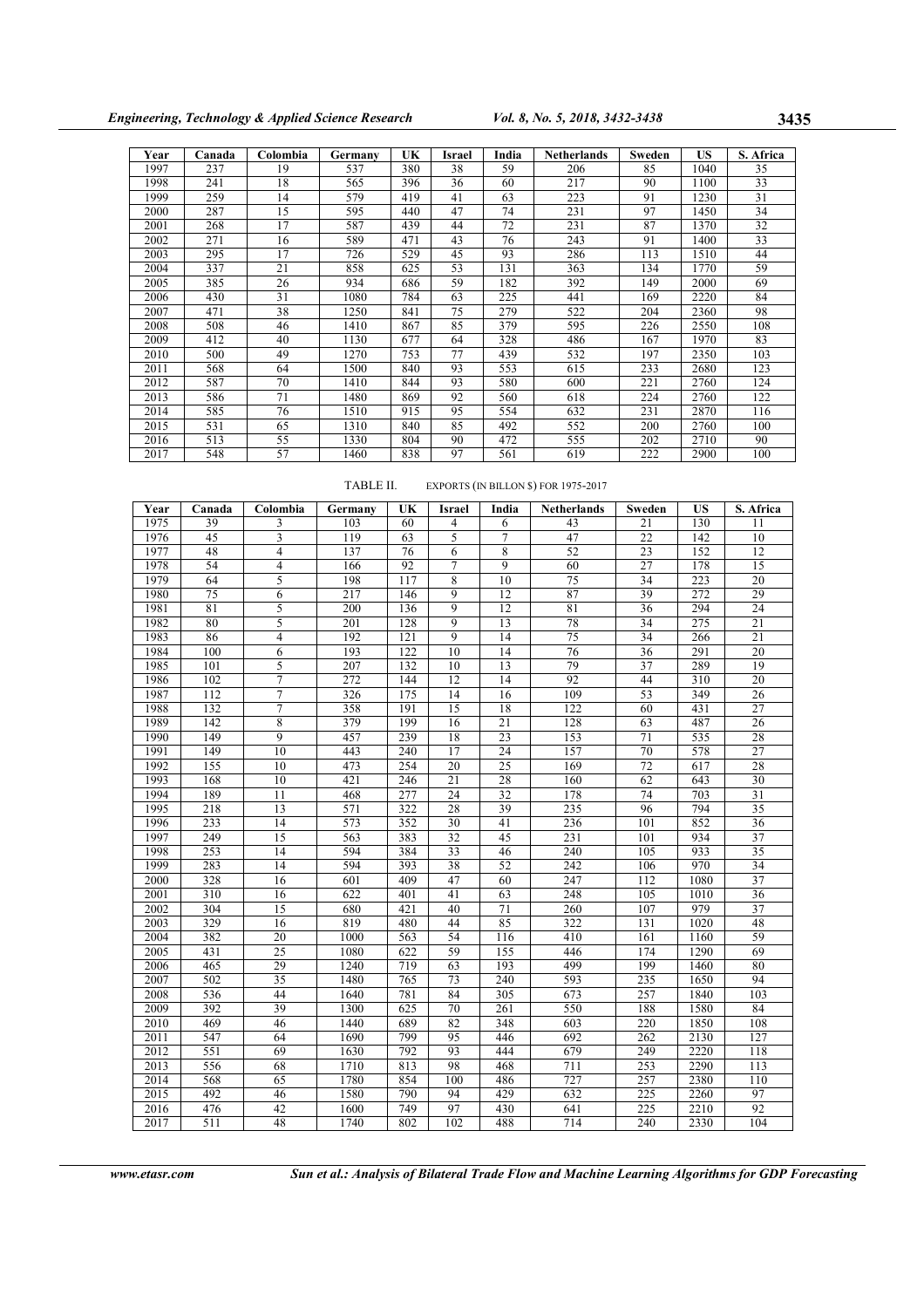| Year | Canada | Colombia | Germany | UK | Israel | India | Netherlands | Sweden | US | S. Africa |
|---|---|---|---|---|---|---|---|---|---|---|
| 1997 | 237 | 19 | 537 | 380 | 38 | 59 | 206 | 85 | 1040 | 35 |
| 1998 | 241 | 18 | 565 | 396 | 36 | 60 | 217 | 90 | 1100 | 33 |
| 1999 | 259 | 14 | 579 | 419 | 41 | 63 | 223 | 91 | 1230 | 31 |
| 2000 | 287 | 15 | 595 | 440 | 47 | 74 | 231 | 97 | 1450 | 34 |
| 2001 | 268 | 17 | 587 | 439 | 44 | 72 | 231 | 87 | 1370 | 32 |
| 2002 | 271 | 16 | 589 | 471 | 43 | 76 | 243 | 91 | 1400 | 33 |
| 2003 | 295 | 17 | 726 | 529 | 45 | 93 | 286 | 113 | 1510 | 44 |
| 2004 | 337 | 21 | 858 | 625 | 53 | 131 | 363 | 134 | 1770 | 59 |
| 2005 | 385 | 26 | 934 | 686 | 59 | 182 | 392 | 149 | 2000 | 69 |
| 2006 | 430 | 31 | 1080 | 784 | 63 | 225 | 441 | 169 | 2220 | 84 |
| 2007 | 471 | 38 | 1250 | 841 | 75 | 279 | 522 | 204 | 2360 | 98 |
| 2008 | 508 | 46 | 1410 | 867 | 85 | 379 | 595 | 226 | 2550 | 108 |
| 2009 | 412 | 40 | 1130 | 677 | 64 | 328 | 486 | 167 | 1970 | 83 |
| 2010 | 500 | 49 | 1270 | 753 | 77 | 439 | 532 | 197 | 2350 | 103 |
| 2011 | 568 | 64 | 1500 | 840 | 93 | 553 | 615 | 233 | 2680 | 123 |
| 2012 | 587 | 70 | 1410 | 844 | 93 | 580 | 600 | 221 | 2760 | 124 |
| 2013 | 586 | 71 | 1480 | 869 | 92 | 560 | 618 | 224 | 2760 | 122 |
| 2014 | 585 | 76 | 1510 | 915 | 95 | 554 | 632 | 231 | 2870 | 116 |
| 2015 | 531 | 65 | 1310 | 840 | 85 | 492 | 552 | 200 | 2760 | 100 |
| 2016 | 513 | 55 | 1330 | 804 | 90 | 472 | 555 | 202 | 2710 | 90 |
| 2017 | 548 | 57 | 1460 | 838 | 97 | 561 | 619 | 222 | 2900 | 100 |

TABLE II. EXPORTS (IN BILLON $) FOR 1975-2017

| Year | Canada | Colombia | Germany | UK | Israel | India | Netherlands | Sweden | US | S. Africa |
|---|---|---|---|---|---|---|---|---|---|---|
| 1975 | 39 | 3 | 103 | 60 | 4 | 6 | 43 | 21 | 130 | 11 |
| 1976 | 45 | 3 | 119 | 63 | 5 | 7 | 47 | 22 | 142 | 10 |
| 1977 | 48 | 4 | 137 | 76 | 6 | 8 | 52 | 23 | 152 | 12 |
| 1978 | 54 | 4 | 166 | 92 | 7 | 9 | 60 | 27 | 178 | 15 |
| 1979 | 64 | 5 | 198 | 117 | 8 | 10 | 75 | 34 | 223 | 20 |
| 1980 | 75 | 6 | 217 | 146 | 9 | 12 | 87 | 39 | 272 | 29 |
| 1981 | 81 | 5 | 200 | 136 | 9 | 12 | 81 | 36 | 294 | 24 |
| 1982 | 80 | 5 | 201 | 128 | 9 | 13 | 78 | 34 | 275 | 21 |
| 1983 | 86 | 4 | 192 | 121 | 9 | 14 | 75 | 34 | 266 | 21 |
| 1984 | 100 | 6 | 193 | 122 | 10 | 14 | 76 | 36 | 291 | 20 |
| 1985 | 101 | 5 | 207 | 132 | 10 | 13 | 79 | 37 | 289 | 19 |
| 1986 | 102 | 7 | 272 | 144 | 12 | 14 | 92 | 44 | 310 | 20 |
| 1987 | 112 | 7 | 326 | 175 | 14 | 16 | 109 | 53 | 349 | 26 |
| 1988 | 132 | 7 | 358 | 191 | 15 | 18 | 122 | 60 | 431 | 27 |
| 1989 | 142 | 8 | 379 | 199 | 16 | 21 | 128 | 63 | 487 | 26 |
| 1990 | 149 | 9 | 457 | 239 | 18 | 23 | 153 | 71 | 535 | 28 |
| 1991 | 149 | 10 | 443 | 240 | 17 | 24 | 157 | 70 | 578 | 27 |
| 1992 | 155 | 10 | 473 | 254 | 20 | 25 | 169 | 72 | 617 | 28 |
| 1993 | 168 | 10 | 421 | 246 | 21 | 28 | 160 | 62 | 643 | 30 |
| 1994 | 189 | 11 | 468 | 277 | 24 | 32 | 178 | 74 | 703 | 31 |
| 1995 | 218 | 13 | 571 | 322 | 28 | 39 | 235 | 96 | 794 | 35 |
| 1996 | 233 | 14 | 573 | 352 | 30 | 41 | 236 | 101 | 852 | 36 |
| 1997 | 249 | 15 | 563 | 383 | 32 | 45 | 231 | 101 | 934 | 37 |
| 1998 | 253 | 14 | 594 | 384 | 33 | 46 | 240 | 105 | 933 | 35 |
| 1999 | 283 | 14 | 594 | 393 | 38 | 52 | 242 | 106 | 970 | 34 |
| 2000 | 328 | 16 | 601 | 409 | 47 | 60 | 247 | 112 | 1080 | 37 |
| 2001 | 310 | 16 | 622 | 401 | 41 | 63 | 248 | 105 | 1010 | 36 |
| 2002 | 304 | 15 | 680 | 421 | 40 | 71 | 260 | 107 | 979 | 37 |
| 2003 | 329 | 16 | 819 | 480 | 44 | 85 | 322 | 131 | 1020 | 48 |
| 2004 | 382 | 20 | 1000 | 563 | 54 | 116 | 410 | 161 | 1160 | 59 |
| 2005 | 431 | 25 | 1080 | 622 | 59 | 155 | 446 | 174 | 1290 | 69 |
| 2006 | 465 | 29 | 1240 | 719 | 63 | 193 | 499 | 199 | 1460 | 80 |
| 2007 | 502 | 35 | 1480 | 765 | 73 | 240 | 593 | 235 | 1650 | 94 |
| 2008 | 536 | 44 | 1640 | 781 | 84 | 305 | 673 | 257 | 1840 | 103 |
| 2009 | 392 | 39 | 1300 | 625 | 70 | 261 | 550 | 188 | 1580 | 84 |
| 2010 | 469 | 46 | 1440 | 689 | 82 | 348 | 603 | 220 | 1850 | 108 |
| 2011 | 547 | 64 | 1690 | 799 | 95 | 446 | 692 | 262 | 2130 | 127 |
| 2012 | 551 | 69 | 1630 | 792 | 93 | 444 | 679 | 249 | 2220 | 118 |
| 2013 | 556 | 68 | 1710 | 813 | 98 | 468 | 711 | 253 | 2290 | 113 |
| 2014 | 568 | 65 | 1780 | 854 | 100 | 486 | 727 | 257 | 2380 | 110 |
| 2015 | 492 | 46 | 1580 | 790 | 94 | 429 | 632 | 225 | 2260 | 97 |
| 2016 | 476 | 42 | 1600 | 749 | 97 | 430 | 641 | 225 | 2210 | 92 |
| 2017 | 511 | 48 | 1740 | 802 | 102 | 488 | 714 | 240 | 2330 | 104 |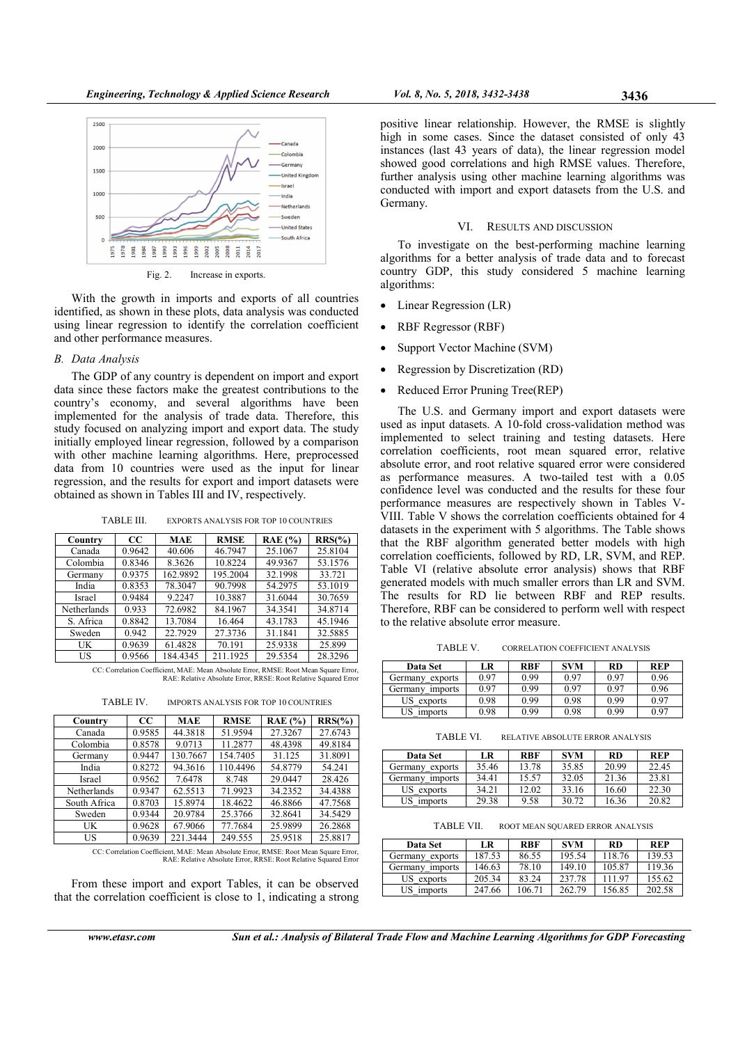Fig. 2. Increase in exports.

With the growth in imports and exports of all countries identified, as shown in these plots, data analysis was conducted using linear regression to identify the correlation coefficient and other performance measures.

### B. Data Analysis

The GDP of any country is dependent on import and export data since these factors make the greatest contributions to the country's economy, and several algorithms have been implemented for the analysis of trade data. Therefore, this study focused on analyzing import and export data. The study initially employed linear regression, followed by a comparison with other machine learning algorithms. Here, preprocessed data from 10 countries were used as the input for linear regression, and the results for export and import datasets were obtained as shown in Tables III and IV, respectively.

TABLE III. EXPORTS ANALYSIS FOR TOP 10 COUNTRIES

| Country | CC | MAE | RMSE | RAE (%) | RRS(%) |
|---|---|---|---|---|---|
| Canada | 0.9642 | 40.606 | 46.7947 | 25.1067 | 25.8104 |
| Colombia | 0.8346 | 8.3626 | 10.8224 | 49.9367 | 53.1576 |
| Germany | 0.9375 | 162.9892 | 195.2004 | 32.1998 | 33.721 |
| India | 0.8353 | 78.3047 | 90.7998 | 54.2975 | 53.1019 |
| Israel | 0.9484 | 9.2247 | 10.3887 | 31.6044 | 30.7659 |
| Netherlands | 0.933 | 72.6982 | 84.1967 | 34.3541 | 34.8714 |
| S. Africa | 0.8842 | 13.7084 | 16.464 | 43.1783 | 45.1946 |
| Sweden | 0.942 | 22.7929 | 27.3736 | 31.1841 | 32.5885 |
| UK | 0.9639 | 61.4828 | 70.191 | 25.9338 | 25.899 |
| US | 0.9566 | 184.4345 | 211.1925 | 29.5354 | 28.3296 |

CC: Correlation Coefficient, MAE: Mean Absolute Error, RMSE: Root Mean Square Error, RAE: Relative Absolute Error, RRSE: Root Relative Squared Error

TABLE IV. IMPORTS ANALYSIS FOR TOP 10 COUNTRIES

| Country | CC | MAE | RMSE | RAE (%) | RRS(%) |
|---|---|---|---|---|---|
| Canada | 0.9585 | 44.3818 | 51.9594 | 27.3267 | 27.6743 |
| Colombia | 0.8578 | 9.0713 | 11.2877 | 48.4398 | 49.8184 |
| Germany | 0.9447 | 130.7667 | 154.7405 | 31.125 | 31.8091 |
| India | 0.8272 | 94.3616 | 110.4496 | 54.8779 | 54.241 |
| Israel | 0.9562 | 7.6478 | 8.748 | 29.0447 | 28.426 |
| Netherlands | 0.9347 | 62.5513 | 71.9923 | 34.2352 | 34.4388 |
| South Africa | 0.8703 | 15.8974 | 18.4622 | 46.8866 | 47.7568 |
| Sweden | 0.9344 | 20.9784 | 25.3766 | 32.8641 | 34.5429 |
| UK | 0.9628 | 67.9066 | 77.7684 | 25.9899 | 26.2868 |
| US | 0.9639 | 221.3444 | 249.555 | 25.9518 | 25.8817 |

CC: Correlation Coefficient, MAE: Mean Absolute Error, RMSE: Root Mean Square Error, RAE: Relative Absolute Error, RRSE: Root Relative Squared Error

From these import and export Tables, it can be observed that the correlation coefficient is close to 1, indicating a strong positive linear relationship. However, the RMSE is slightly high in some cases. Since the dataset consisted of only 43 instances (last 43 years of data), the linear regression model showed good correlations and high RMSE values. Therefore, further analysis using other machine learning algorithms was conducted with import and export datasets from the U.S. and Germany.

## VI. RESULTS AND DISCUSSION

To investigate on the best-performing machine learning algorithms for a better analysis of trade data and to forecast country GDP, this study considered 5 machine learning algorithms:

- Linear Regression (LR)
- RBF Regressor (RBF)
- Support Vector Machine (SVM)
- Regression by Discretization (RD)
- Reduced Error Pruning Tree(REP)

The U.S. and Germany import and export datasets were used as input datasets. A 10-fold cross-validation method was implemented to select training and testing datasets. Here correlation coefficients, root mean squared error, relative absolute error, and root relative squared error were considered as performance measures. A two-tailed test with a 0.05 confidence level was conducted and the results for these four performance measures are respectively shown in Tables V-VIII. Table V shows the correlation coefficients obtained for 4 datasets in the experiment with 5 algorithms. The Table shows that the RBF algorithm generated better models with high correlation coefficients, followed by RD, LR, SVM, and REP. Table VI (relative absolute error analysis) shows that RBF generated models with much smaller errors than LR and SVM. The results for RD lie between RBF and REP results. Therefore, RBF can be considered to perform well with respect to the relative absolute error measure.

TABLE V. CORRELATION COEFFICIENT ANALYSIS

| Data Set | LR | RBF | SVM | RD | REP |
|---|---|---|---|---|---|
| Germany_exports | 0.97 | 0.99 | 0.97 | 0.97 | 0.96 |
| Germany_imports | 0.97 | 0.99 | 0.97 | 0.97 | 0.96 |
| US_exports | 0.98 | 0.99 | 0.98 | 0.99 | 0.97 |
| US_imports | 0.98 | 0.99 | 0.98 | 0.99 | 0.97 |

TABLE VI. RELATIVE ABSOLUTE ERROR ANALYSIS

| Data Set | LR | RBF | SVM | RD | REP |
|---|---|---|---|---|---|
| Germany_exports | 35.46 | 13.78 | 35.85 | 20.99 | 22.45 |
| Germany_imports | 34.41 | 15.57 | 32.05 | 21.36 | 23.81 |
| US_exports | 34.21 | 12.02 | 33.16 | 16.60 | 22.30 |
| US_imports | 29.38 | 9.58 | 30.72 | 16.36 | 20.82 |

TABLE VII. ROOT MEAN SQUARED ERROR ANALYSIS

| Data Set | LR | RBF | SVM | RD | REP |
|---|---|---|---|---|---|
| Germany_exports | 187.53 | 86.55 | 195.54 | 118.76 | 139.53 |
| Germany_imports | 146.63 | 78.10 | 149.10 | 105.87 | 119.36 |
| US_exports | 205.34 | 83.24 | 237.78 | 111.97 | 155.62 |
| US_imports | 247.66 | 106.71 | 262.79 | 156.85 | 202.58 |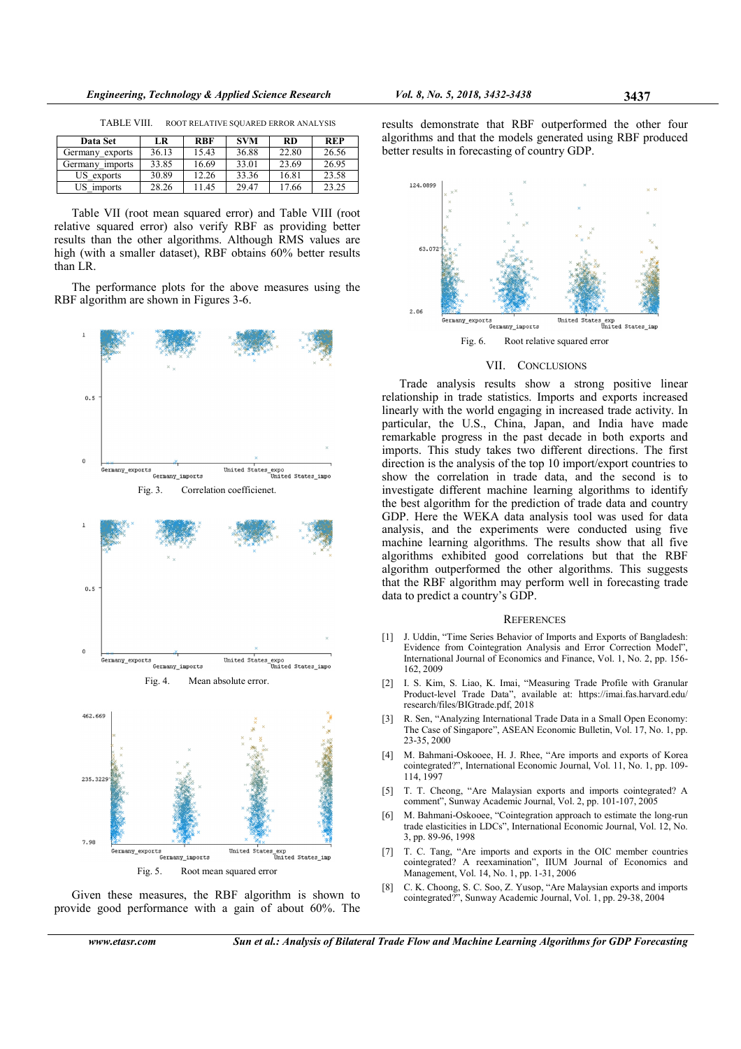TABLE VIII. ROOT RELATIVE SQUARED ERROR ANALYSIS

| Data Set | LR | RBF | SVM | RD | REP |
|---|---|---|---|---|---|
| Germany_exports | 36.13 | 15.43 | 36.88 | 22.80 | 26.56 |
| Germany_imports | 33.85 | 16.69 | 33.01 | 23.69 | 26.95 |
| US_exports | 30.89 | 12.26 | 33.36 | 16.81 | 23.58 |
| US_imports | 28.26 | 11.45 | 29.47 | 17.66 | 23.25 |

Table VII (root mean squared error) and Table VIII (root relative squared error) also verify RBF as providing better results than the other algorithms. Although RMS values are high (with a smaller dataset), RBF obtains 60% better results than LR.

The performance plots for the above measures using the RBF algorithm are shown in Figures 3-6.

Fig. 3. Correlation coefficienet.

Fig. 4. Mean absolute error.

Fig. 5. Root mean squared error

Given these measures, the RBF algorithm is shown to provide good performance with a gain of about 60%. The results demonstrate that RBF outperformed the other four algorithms and that the models generated using RBF produced better results in forecasting of country GDP.

Fig. 6. Root relative squared error

## VII. CONCLUSIONS

Trade analysis results show a strong positive linear relationship in trade statistics. Imports and exports increased linearly with the world engaging in increased trade activity. In particular, the U.S., China, Japan, and India have made remarkable progress in the past decade in both exports and imports. This study takes two different directions. The first direction is the analysis of the top 10 import/export countries to show the correlation in trade data, and the second is to investigate different machine learning algorithms to identify the best algorithm for the prediction of trade data and country GDP. Here the WEKA data analysis tool was used for data analysis, and the experiments were conducted using five machine learning algorithms. The results show that all five algorithms exhibited good correlations but that the RBF algorithm outperformed the other algorithms. This suggests that the RBF algorithm may perform well in forecasting trade data to predict a country's GDP.

## REFERENCES

[1] J. Uddin, "Time Series Behavior of Imports and Exports of Bangladesh: Evidence from Cointegration Analysis and Error Correction Model", International Journal of Economics and Finance, Vol. 1, No. 2, pp. 156-162, 2009

[2] I. S. Kim, S. Liao, K. Imai, "Measuring Trade Profile with Granular Product-level Trade Data", available at: https://imai.fas.harvard.edu/research/files/BIGtrade.pdf, 2018

[3] R. Sen, "Analyzing International Trade Data in a Small Open Economy: The Case of Singapore", ASEAN Economic Bulletin, Vol. 17, No. 1, pp. 23-35, 2000

[4] M. Bahmani-Oskooee, H. J. Rhee, "Are imports and exports of Korea cointegrated?", International Economic Journal, Vol. 11, No. 1, pp. 109-114, 1997

[5] T. T. Cheong, "Are Malaysian exports and imports cointegrated? A comment", Sunway Academic Journal, Vol. 2, pp. 101-107, 2005

[6] M. Bahmani-Oskooee, "Cointegration approach to estimate the long-run trade elasticities in LDCs", International Economic Journal, Vol. 12, No. 3, pp. 89-96, 1998

[7] T. C. Tang, "Are imports and exports in the OIC member countries cointegrated? A reexamination", IIUM Journal of Economics and Management, Vol. 14, No. 1, pp. 1-31, 2006

[8] C. K. Choong, S. C. Soo, Z. Yusop, "Are Malaysian exports and imports cointegrated?", Sunway Academic Journal, Vol. 1, pp. 29-38, 2004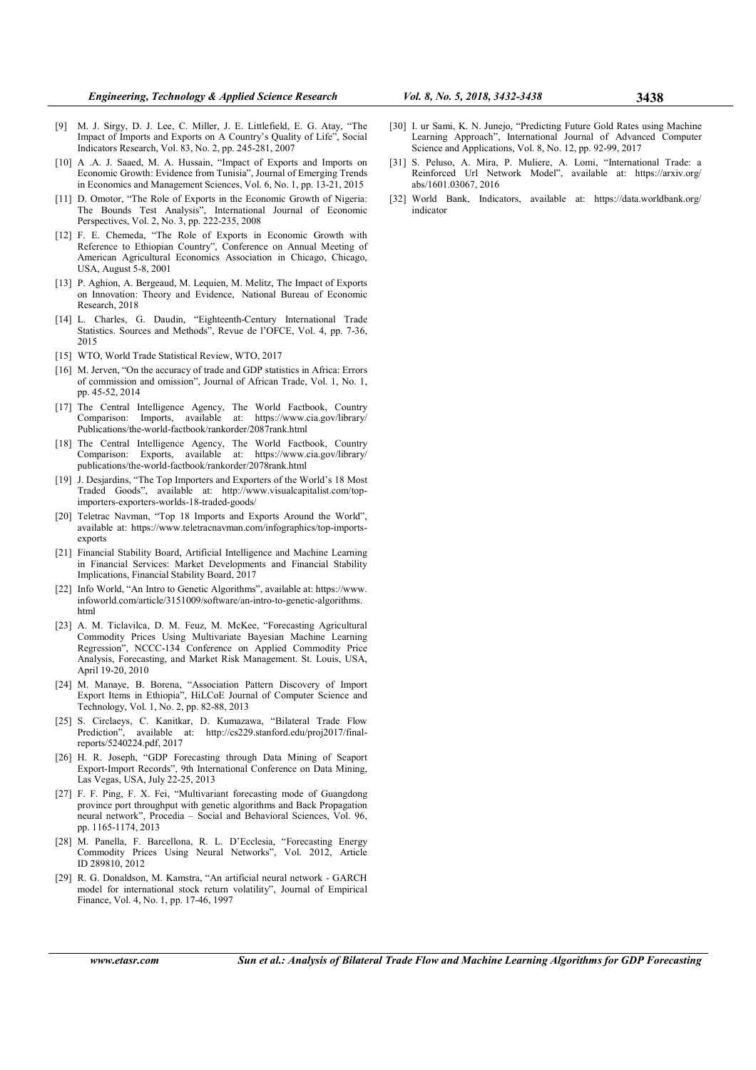[9] M. J. Sirgy, D. J. Lee, C. Miller, J. E. Littlefield, E. G. Atay, "The Impact of Imports and Exports on A Country's Quality of Life", Social Indicators Research, Vol. 83, No. 2, pp. 245-281, 2007

[10] A .A. J. Saaed, M. A. Hussain, "Impact of Exports and Imports on Economic Growth: Evidence from Tunisia", Journal of Emerging Trends in Economics and Management Sciences, Vol. 6, No. 1, pp. 13-21, 2015

[11] D. Omotor, "The Role of Exports in the Economic Growth of Nigeria: The Bounds Test Analysis", International Journal of Economic Perspectives, Vol. 2, No. 3, pp. 222-235, 2008

[12] F. E. Chemeda, "The Role of Exports in Economic Growth with Reference to Ethiopian Country", Conference on Annual Meeting of American Agricultural Economics Association in Chicago, Chicago, USA, August 5-8, 2001

[13] P. Aghion, A. Bergeaud, M. Lequien, M. Melitz, The Impact of Exports on Innovation: Theory and Evidence, National Bureau of Economic Research, 2018

[14] L. Charles, G. Daudin, "Eighteenth-Century International Trade Statistics. Sources and Methods", Revue de l'OFCE, Vol. 4, pp. 7-36, 2015

[15] WTO, World Trade Statistical Review, WTO, 2017

[16] M. Jerven, "On the accuracy of trade and GDP statistics in Africa: Errors of commission and omission", Journal of African Trade, Vol. 1, No. 1, pp. 45-52, 2014

[17] The Central Intelligence Agency, The World Factbook, Country Comparison: Imports, available at: https://www.cia.gov/library/Publications/the-world-factbook/rankorder/2087rank.html

[18] The Central Intelligence Agency, The World Factbook, Country Comparison: Exports, available at: https://www.cia.gov/library/publications/the-world-factbook/rankorder/2078rank.html

[19] J. Desjardins, "The Top Importers and Exporters of the World's 18 Most Traded Goods", available at: http://www.visualcapitalist.com/top-importers-exporters-worlds-18-traded-goods/

[20] Teletrac Navman, "Top 18 Imports and Exports Around the World", available at: https://www.teletracnavman.com/infographics/top-imports-exports

[21] Financial Stability Board, Artificial Intelligence and Machine Learning in Financial Services: Market Developments and Financial Stability Implications, Financial Stability Board, 2017

[22] Info World, "An Intro to Genetic Algorithms", available at: https://www.infoworld.com/article/3151009/software/an-intro-to-genetic-algorithms.html

[23] A. M. Ticlavilca, D. M. Feuz, M. McKee, "Forecasting Agricultural Commodity Prices Using Multivariate Bayesian Machine Learning Regression", NCCC-134 Conference on Applied Commodity Price Analysis, Forecasting, and Market Risk Management. St. Louis, USA, April 19-20, 2010

[24] M. Manaye, B. Borena, "Association Pattern Discovery of Import Export Items in Ethiopia", HiLCoE Journal of Computer Science and Technology, Vol. 1, No. 2, pp. 82-88, 2013

[25] S. Circlaeys, C. Kanitkar, D. Kumazawa, "Bilateral Trade Flow Prediction", available at: http://cs229.stanford.edu/proj2017/final-reports/5240224.pdf, 2017

[26] H. R. Joseph, "GDP Forecasting through Data Mining of Seaport Export-Import Records", 9th International Conference on Data Mining, Las Vegas, USA, July 22-25, 2013

[27] F. F. Ping, F. X. Fei, "Multivariant forecasting mode of Guangdong province port throughput with genetic algorithms and Back Propagation neural network", Procedia – Social and Behavioral Sciences, Vol. 96, pp. 1165-1174, 2013

[28] M. Panella, F. Barcellona, R. L. D'Ecclesia, "Forecasting Energy Commodity Prices Using Neural Networks", Vol. 2012, Article ID 289810, 2012

[29] R. G. Donaldson, M. Kamstra, "An artificial neural network - GARCH model for international stock return volatility", Journal of Empirical Finance, Vol. 4, No. 1, pp. 17-46, 1997

[30] I. ur Sami, K. N. Junejo, "Predicting Future Gold Rates using Machine Learning Approach", International Journal of Advanced Computer Science and Applications, Vol. 8, No. 12, pp. 92-99, 2017

[31] S. Peluso, A. Mira, P. Muliere, A. Lomi, "International Trade: a Reinforced Url Network Model", available at: https://arxiv.org/abs/1601.03067, 2016

[32] World Bank, Indicators, available at: https://data.worldbank.org/indicator